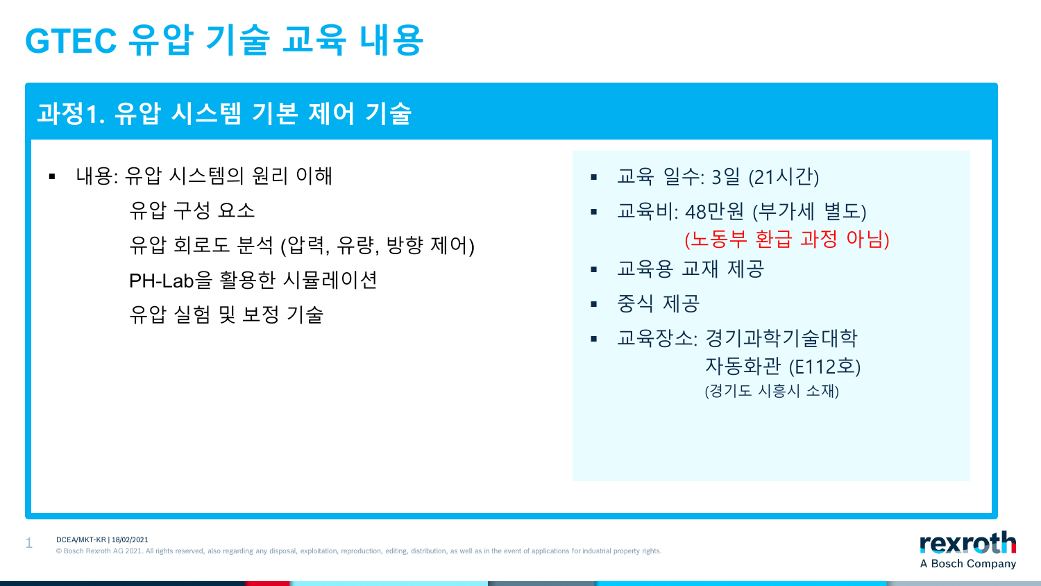# GTEC 유압 기술 교육 내용

## 과정1. 유압 시스템 기본 제어 기술

- 내용: 유압 시스템의 원리 이해
  유압 구성 요소
  유압 회로도 분석 (압력, 유량, 방향 제어)
  PH-Lab을 활용한 시뮬레이션
  유압 실험 및 보정 기술

- 교육 일수: 3일 (21시간)
- 교육비: 48만원 (부가세 별도)
  (노동부 환급 과정 아님)
- 교육용 교재 제공
- 중식 제공
- 교육장소: 경기과학기술대학
  자동화관 (E112호)
  (경기도 시흥시 소재)

DCEA/MKT-KR | 18/02/2021

© Bosch Rexroth AG 2021. All rights reserved, also regarding any disposal, exploitation, reproduction, editing, distribution, as well as in the event of applications for industrial property rights.

rexroth
A Bosch Company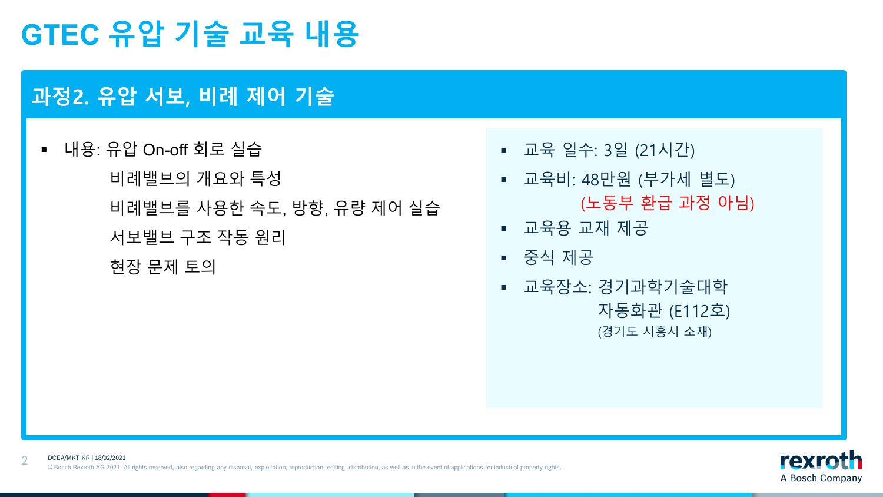# GTEC 유압 기술 교육 내용

## 과정2. 유압 서보, 비례 제어 기술

- 내용: 유압 On-off 회로 실습
  - 비례밸브의 개요와 특성
  - 비례밸브를 사용한 속도, 방향, 유량 제어 실습
  - 서보밸브 구조 작동 원리
  - 현장 문제 토의

- 교육 일수: 3일 (21시간)
- 교육비: 48만원 (부가세 별도)
  (노동부 환급 과정 아님)
- 교육용 교재 제공
- 중식 제공
- 교육장소: 경기과학기술대학 자동화관 (E112호)
  (경기도 시흥시 소재)

DCEA/MKT-KR | 18/02/2021

© Bosch Rexroth AG 2021. All rights reserved, also regarding any disposal, exploitation, reproduction, editing, distribution, as well as in the event of applications for industrial property rights.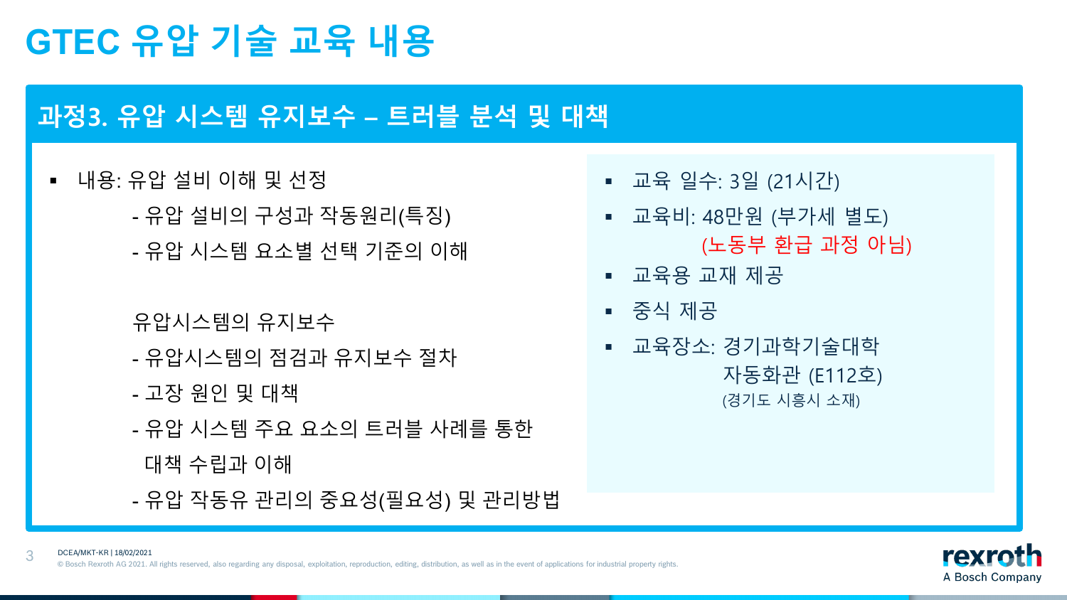# GTEC 유압 기술 교육 내용

## 과정3. 유압 시스템 유지보수 – 트러블 분석 및 대책

- 내용: 유압 설비 이해 및 선정
  - 유압 설비의 구성과 작동원리(특징)
  - 유압 시스템 요소별 선택 기준의 이해

  유압시스템의 유지보수
  - 유압시스템의 점검과 유지보수 절차
  - 고장 원인 및 대책
  - 유압 시스템 주요 요소의 트러블 사례를 통한 대책 수립과 이해
  - 유압 작동유 관리의 중요성(필요성) 및 관리방법

- 교육 일수: 3일 (21시간)
- 교육비: 48만원 (부가세 별도)
  (노동부 환급 과정 아님)
- 교육용 교재 제공
- 중식 제공
- 교육장소: 경기과학기술대학 자동화관 (E112호)
  (경기도 시흥시 소재)

DCEA/MKT-KR | 18/02/2021

© Bosch Rexroth AG 2021. All rights reserved, also regarding any disposal, exploitation, reproduction, editing, distribution, as well as in the event of applications for industrial property rights.

rexroth
A Bosch Company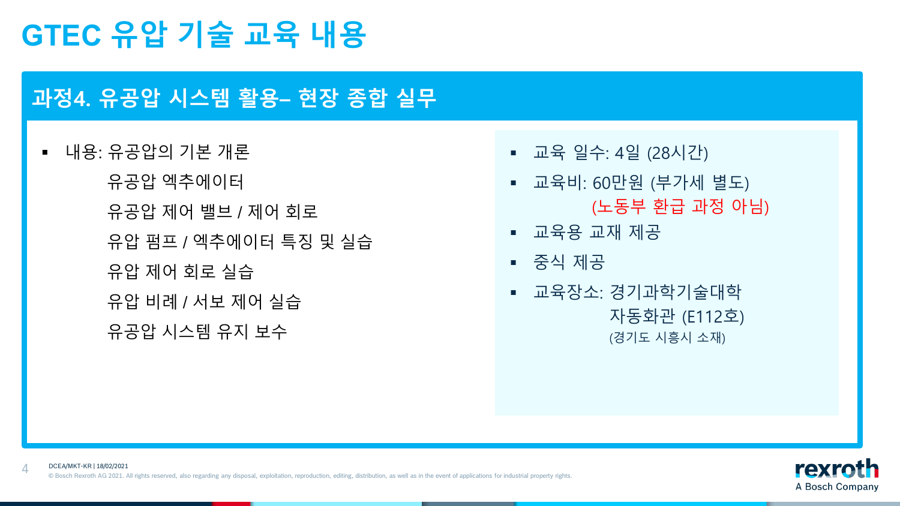# GTEC 유압 기술 교육 내용

## 과정4. 유공압 시스템 활용– 현장 종합 실무

- 내용: 유공압의 기본 개론
  - 유공압 엑추에이터
  - 유공압 제어 밸브 / 제어 회로
  - 유압 펌프 / 엑추에이터 특징 및 실습
  - 유압 제어 회로 실습
  - 유압 비례 / 서보 제어 실습
  - 유공압 시스템 유지 보수

- 교육 일수: 4일 (28시간)
- 교육비: 60만원 (부가세 별도)
  (노동부 환급 과정 아님)
- 교육용 교재 제공
- 중식 제공
- 교육장소: 경기과학기술대학
  자동화관 (E112호)
  (경기도 시흥시 소재)

DCEA/MKT-KR | 18/02/2021

© Bosch Rexroth AG 2021. All rights reserved, also regarding any disposal, exploitation, reproduction, editing, distribution, as well as in the event of applications for industrial property rights.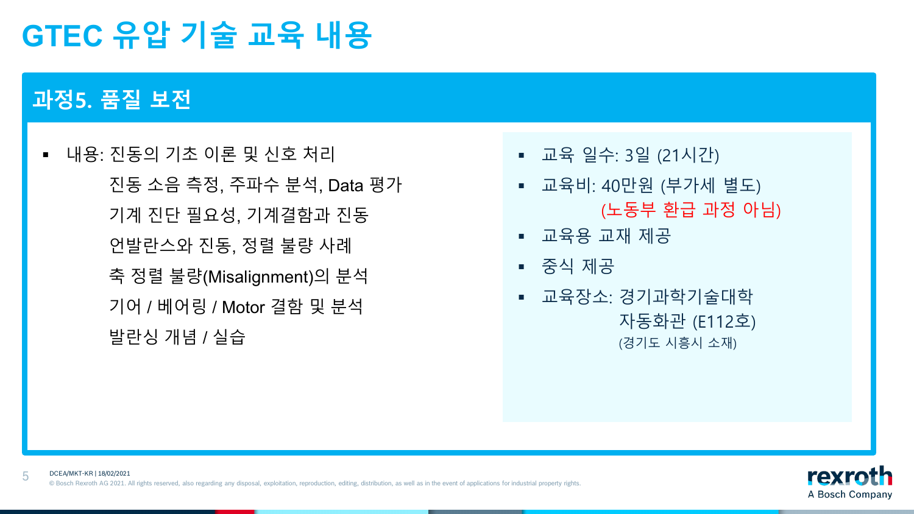# GTEC 유압 기술 교육 내용

## 과정5. 품질 보전

- 내용: 진동의 기초 이론 및 신호 처리
  진동 소음 측정, 주파수 분석, Data 평가
  기계 진단 필요성, 기계결함과 진동
  언발란스와 진동, 정렬 불량 사례
  축 정렬 불량(Misalignment)의 분석
  기어 / 베어링 / Motor 결함 및 분석
  발란싱 개념 / 실습

- 교육 일수: 3일 (21시간)
- 교육비: 40만원 (부가세 별도)
  (노동부 환급 과정 아님)
- 교육용 교재 제공
- 중식 제공
- 교육장소: 경기과학기술대학
  자동화관 (E112호)
  (경기도 시흥시 소재)

DCEA/MKT-KR | 18/02/2021

© Bosch Rexroth AG 2021. All rights reserved, also regarding any disposal, exploitation, reproduction, editing, distribution, as well as in the event of applications for industrial property rights.